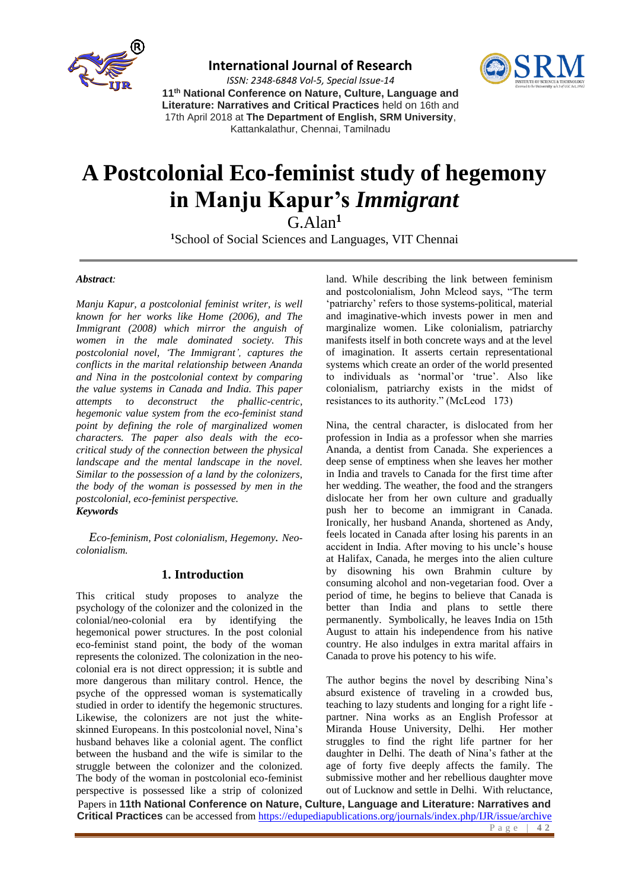# A Postcolonial Eco-feminist study of hegemony in Manju Kapur's *Immigrant*

G.Alan[1]

[1]School of Social Sciences and Languages, VIT Chennai

***Abstract:***

*Manju Kapur, a postcolonial feminist writer, is well known for her works like Home (2006), and The Immigrant (2008) which mirror the anguish of women in the male dominated society. This postcolonial novel, 'The Immigrant', captures the conflicts in the marital relationship between Ananda and Nina in the postcolonial context by comparing the value systems in Canada and India. This paper attempts to deconstruct the phallic-centric, hegemonic value system from the eco-feminist stand point by defining the role of marginalized women characters. The paper also deals with the eco-critical study of the connection between the physical landscape and the mental landscape in the novel. Similar to the possession of a land by the colonizers, the body of the woman is possessed by men in the postcolonial, eco-feminist perspective.*

***Keywords***

*Eco-feminism, Post colonialism, Hegemony. Neo-colonialism.*

## 1. Introduction

This critical study proposes to analyze the psychology of the colonizer and the colonized in the colonial/neo-colonial era by identifying the hegemonical power structures. In the post colonial eco-feminist stand point, the body of the woman represents the colonized. The colonization in the neo-colonial era is not direct oppression; it is subtle and more dangerous than military control. Hence, the psyche of the oppressed woman is systematically studied in order to identify the hegemonic structures. Likewise, the colonizers are not just the white-skinned Europeans. In this postcolonial novel, Nina's husband behaves like a colonial agent. The conflict between the husband and the wife is similar to the struggle between the colonizer and the colonized. The body of the woman in postcolonial eco-feminist perspective is possessed like a strip of colonized land. While describing the link between feminism and postcolonialism, John Mcleod says, "The term 'patriarchy' refers to those systems-political, material and imaginative-which invests power in men and marginalize women. Like colonialism, patriarchy manifests itself in both concrete ways and at the level of imagination. It asserts certain representational systems which create an order of the world presented to individuals as 'normal'or 'true'. Also like colonialism, patriarchy exists in the midst of resistances to its authority." (McLeod 173)

Nina, the central character, is dislocated from her profession in India as a professor when she marries Ananda, a dentist from Canada. She experiences a deep sense of emptiness when she leaves her mother in India and travels to Canada for the first time after her wedding. The weather, the food and the strangers dislocate her from her own culture and gradually push her to become an immigrant in Canada. Ironically, her husband Ananda, shortened as Andy, feels located in Canada after losing his parents in an accident in India. After moving to his uncle's house at Halifax, Canada, he merges into the alien culture by disowning his own Brahmin culture by consuming alcohol and non-vegetarian food. Over a period of time, he begins to believe that Canada is better than India and plans to settle there permanently. Symbolically, he leaves India on 15th August to attain his independence from his native country. He also indulges in extra marital affairs in Canada to prove his potency to his wife.

The author begins the novel by describing Nina's absurd existence of traveling in a crowded bus, teaching to lazy students and longing for a right life - partner. Nina works as an English Professor at Miranda House University, Delhi. Her mother struggles to find the right life partner for her daughter in Delhi. The death of Nina's father at the age of forty five deeply affects the family. The submissive mother and her rebellious daughter move out of Lucknow and settle in Delhi. With reluctance,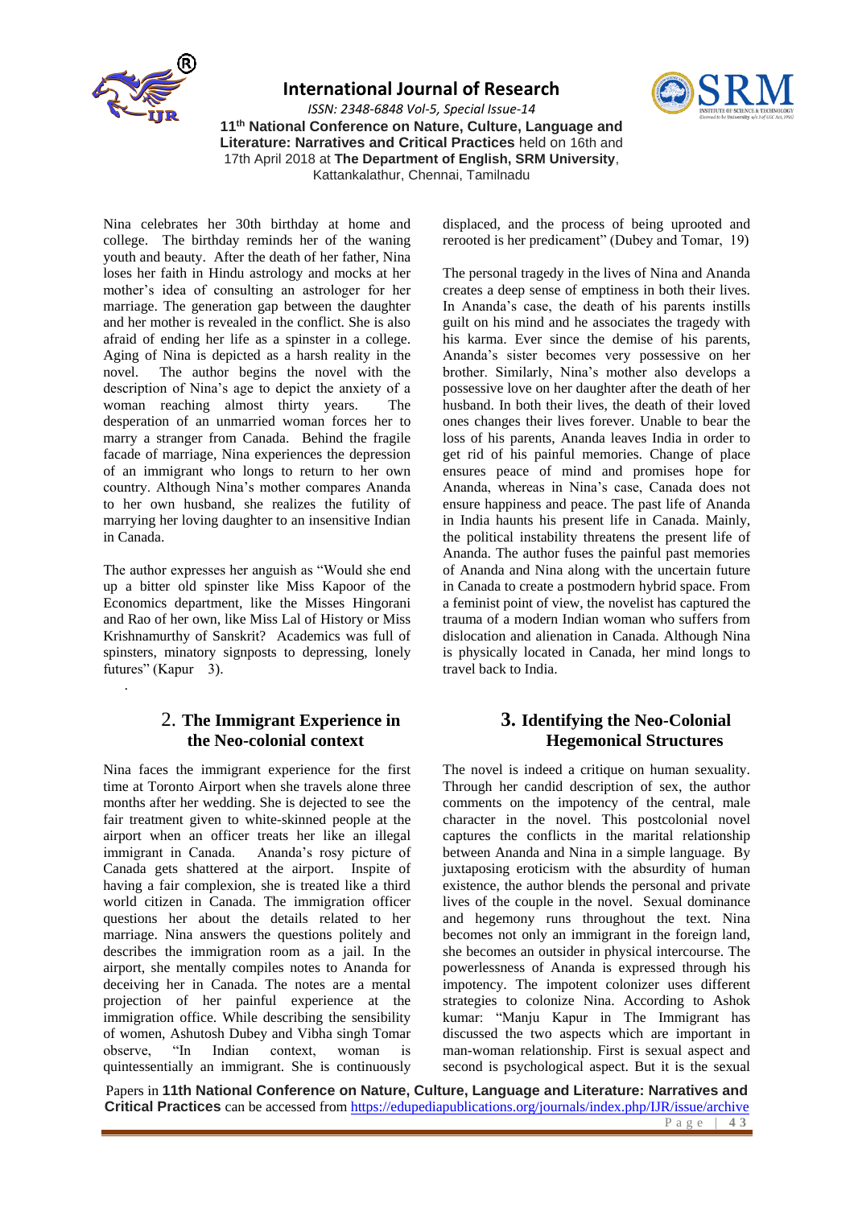Nina celebrates her 30th birthday at home and college. The birthday reminds her of the waning youth and beauty. After the death of her father, Nina loses her faith in Hindu astrology and mocks at her mother's idea of consulting an astrologer for her marriage. The generation gap between the daughter and her mother is revealed in the conflict. She is also afraid of ending her life as a spinster in a college. Aging of Nina is depicted as a harsh reality in the novel. The author begins the novel with the description of Nina's age to depict the anxiety of a woman reaching almost thirty years. The desperation of an unmarried woman forces her to marry a stranger from Canada. Behind the fragile facade of marriage, Nina experiences the depression of an immigrant who longs to return to her own country. Although Nina's mother compares Ananda to her own husband, she realizes the futility of marrying her loving daughter to an insensitive Indian in Canada.

The author expresses her anguish as "Would she end up a bitter old spinster like Miss Kapoor of the Economics department, like the Misses Hingorani and Rao of her own, like Miss Lal of History or Miss Krishnamurthy of Sanskrit? Academics was full of spinsters, minatory signposts to depressing, lonely futures" (Kapur 3).

.

## 2. The Immigrant Experience in the Neo-colonial context

Nina faces the immigrant experience for the first time at Toronto Airport when she travels alone three months after her wedding. She is dejected to see the fair treatment given to white-skinned people at the airport when an officer treats her like an illegal immigrant in Canada. Ananda's rosy picture of Canada gets shattered at the airport. Inspite of having a fair complexion, she is treated like a third world citizen in Canada. The immigration officer questions her about the details related to her marriage. Nina answers the questions politely and describes the immigration room as a jail. In the airport, she mentally compiles notes to Ananda for deceiving her in Canada. The notes are a mental projection of her painful experience at the immigration office. While describing the sensibility of women, Ashutosh Dubey and Vibha singh Tomar observe, "In Indian context, woman is quintessentially an immigrant. She is continuously displaced, and the process of being uprooted and rerooted is her predicament" (Dubey and Tomar, 19)

The personal tragedy in the lives of Nina and Ananda creates a deep sense of emptiness in both their lives. In Ananda's case, the death of his parents instills guilt on his mind and he associates the tragedy with his karma. Ever since the demise of his parents, Ananda's sister becomes very possessive on her brother. Similarly, Nina's mother also develops a possessive love on her daughter after the death of her husband. In both their lives, the death of their loved ones changes their lives forever. Unable to bear the loss of his parents, Ananda leaves India in order to get rid of his painful memories. Change of place ensures peace of mind and promises hope for Ananda, whereas in Nina's case, Canada does not ensure happiness and peace. The past life of Ananda in India haunts his present life in Canada. Mainly, the political instability threatens the present life of Ananda. The author fuses the painful past memories of Ananda and Nina along with the uncertain future in Canada to create a postmodern hybrid space. From a feminist point of view, the novelist has captured the trauma of a modern Indian woman who suffers from dislocation and alienation in Canada. Although Nina is physically located in Canada, her mind longs to travel back to India.

## 3. Identifying the Neo-Colonial Hegemonical Structures

The novel is indeed a critique on human sexuality. Through her candid description of sex, the author comments on the impotency of the central, male character in the novel. This postcolonial novel captures the conflicts in the marital relationship between Ananda and Nina in a simple language. By juxtaposing eroticism with the absurdity of human existence, the author blends the personal and private lives of the couple in the novel. Sexual dominance and hegemony runs throughout the text. Nina becomes not only an immigrant in the foreign land, she becomes an outsider in physical intercourse. The powerlessness of Ananda is expressed through his impotency. The impotent colonizer uses different strategies to colonize Nina. According to Ashok kumar: "Manju Kapur in The Immigrant has discussed the two aspects which are important in man-woman relationship. First is sexual aspect and second is psychological aspect. But it is the sexual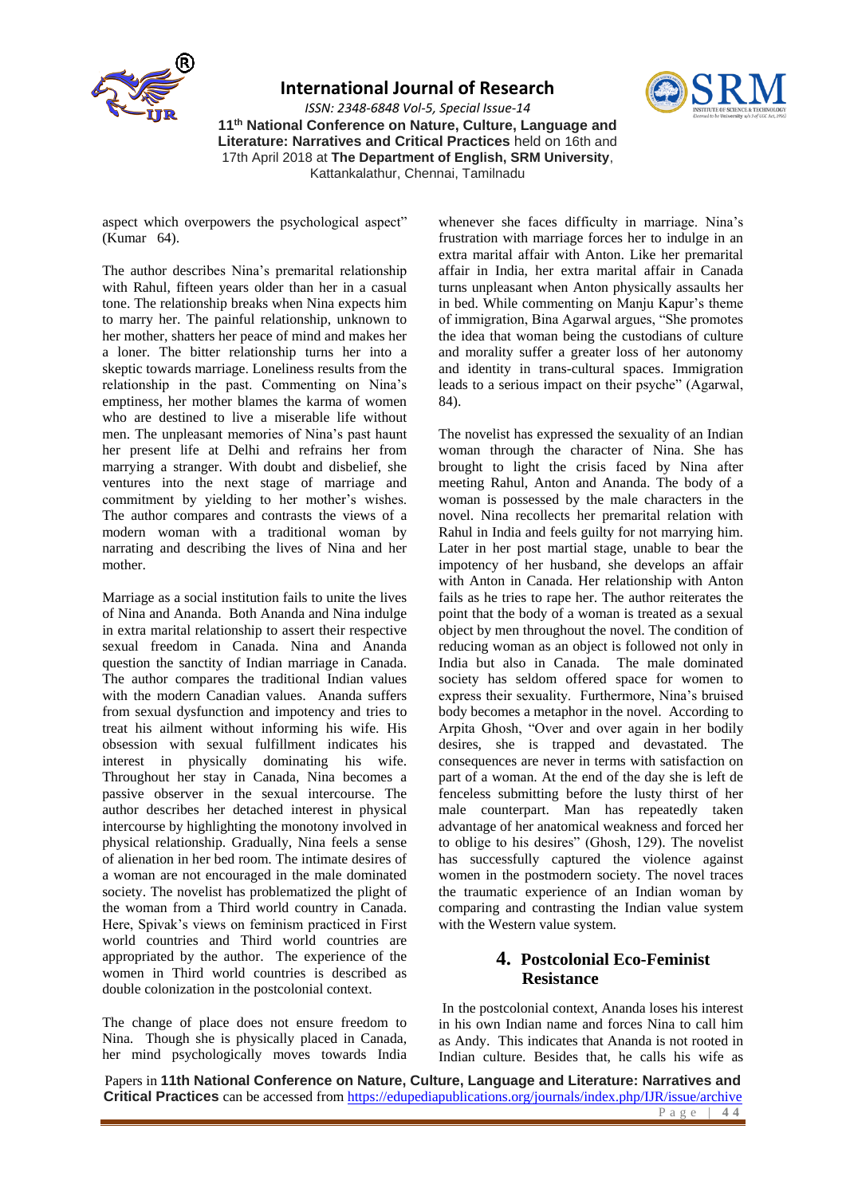aspect which overpowers the psychological aspect" (Kumar 64).

The author describes Nina's premarital relationship with Rahul, fifteen years older than her in a casual tone. The relationship breaks when Nina expects him to marry her. The painful relationship, unknown to her mother, shatters her peace of mind and makes her a loner. The bitter relationship turns her into a skeptic towards marriage. Loneliness results from the relationship in the past. Commenting on Nina's emptiness, her mother blames the karma of women who are destined to live a miserable life without men. The unpleasant memories of Nina's past haunt her present life at Delhi and refrains her from marrying a stranger. With doubt and disbelief, she ventures into the next stage of marriage and commitment by yielding to her mother's wishes. The author compares and contrasts the views of a modern woman with a traditional woman by narrating and describing the lives of Nina and her mother.

Marriage as a social institution fails to unite the lives of Nina and Ananda. Both Ananda and Nina indulge in extra marital relationship to assert their respective sexual freedom in Canada. Nina and Ananda question the sanctity of Indian marriage in Canada. The author compares the traditional Indian values with the modern Canadian values. Ananda suffers from sexual dysfunction and impotency and tries to treat his ailment without informing his wife. His obsession with sexual fulfillment indicates his interest in physically dominating his wife. Throughout her stay in Canada, Nina becomes a passive observer in the sexual intercourse. The author describes her detached interest in physical intercourse by highlighting the monotony involved in physical relationship. Gradually, Nina feels a sense of alienation in her bed room. The intimate desires of a woman are not encouraged in the male dominated society. The novelist has problematized the plight of the woman from a Third world country in Canada. Here, Spivak's views on feminism practiced in First world countries and Third world countries are appropriated by the author. The experience of the women in Third world countries is described as double colonization in the postcolonial context.

The change of place does not ensure freedom to Nina. Though she is physically placed in Canada, her mind psychologically moves towards India whenever she faces difficulty in marriage. Nina's frustration with marriage forces her to indulge in an extra marital affair with Anton. Like her premarital affair in India, her extra marital affair in Canada turns unpleasant when Anton physically assaults her in bed. While commenting on Manju Kapur's theme of immigration, Bina Agarwal argues, "She promotes the idea that woman being the custodians of culture and morality suffer a greater loss of her autonomy and identity in trans-cultural spaces. Immigration leads to a serious impact on their psyche" (Agarwal, 84).

The novelist has expressed the sexuality of an Indian woman through the character of Nina. She has brought to light the crisis faced by Nina after meeting Rahul, Anton and Ananda. The body of a woman is possessed by the male characters in the novel. Nina recollects her premarital relation with Rahul in India and feels guilty for not marrying him. Later in her post martial stage, unable to bear the impotency of her husband, she develops an affair with Anton in Canada. Her relationship with Anton fails as he tries to rape her. The author reiterates the point that the body of a woman is treated as a sexual object by men throughout the novel. The condition of reducing woman as an object is followed not only in India but also in Canada. The male dominated society has seldom offered space for women to express their sexuality. Furthermore, Nina's bruised body becomes a metaphor in the novel. According to Arpita Ghosh, "Over and over again in her bodily desires, she is trapped and devastated. The consequences are never in terms with satisfaction on part of a woman. At the end of the day she is left de fenceless submitting before the lusty thirst of her male counterpart. Man has repeatedly taken advantage of her anatomical weakness and forced her to oblige to his desires" (Ghosh, 129). The novelist has successfully captured the violence against women in the postmodern society. The novel traces the traumatic experience of an Indian woman by comparing and contrasting the Indian value system with the Western value system.

## 4. Postcolonial Eco-Feminist Resistance

In the postcolonial context, Ananda loses his interest in his own Indian name and forces Nina to call him as Andy. This indicates that Ananda is not rooted in Indian culture. Besides that, he calls his wife as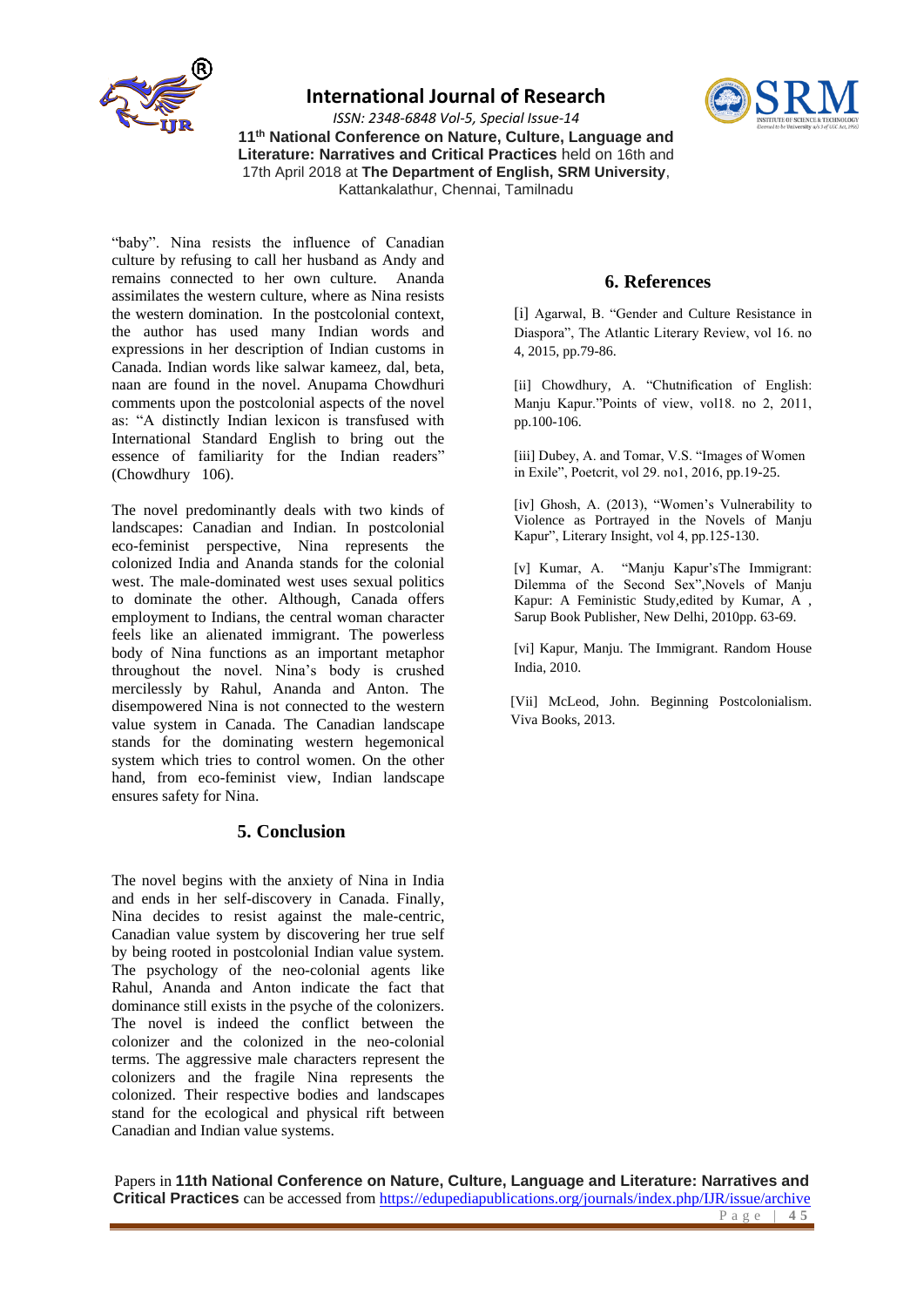"baby". Nina resists the influence of Canadian culture by refusing to call her husband as Andy and remains connected to her own culture. Ananda assimilates the western culture, where as Nina resists the western domination. In the postcolonial context, the author has used many Indian words and expressions in her description of Indian customs in Canada. Indian words like salwar kameez, dal, beta, naan are found in the novel. Anupama Chowdhuri comments upon the postcolonial aspects of the novel as: "A distinctly Indian lexicon is transfused with International Standard English to bring out the essence of familiarity for the Indian readers" (Chowdhury 106).

The novel predominantly deals with two kinds of landscapes: Canadian and Indian. In postcolonial eco-feminist perspective, Nina represents the colonized India and Ananda stands for the colonial west. The male-dominated west uses sexual politics to dominate the other. Although, Canada offers employment to Indians, the central woman character feels like an alienated immigrant. The powerless body of Nina functions as an important metaphor throughout the novel. Nina's body is crushed mercilessly by Rahul, Ananda and Anton. The disempowered Nina is not connected to the western value system in Canada. The Canadian landscape stands for the dominating western hegemonical system which tries to control women. On the other hand, from eco-feminist view, Indian landscape ensures safety for Nina.

## 5. Conclusion

The novel begins with the anxiety of Nina in India and ends in her self-discovery in Canada. Finally, Nina decides to resist against the male-centric, Canadian value system by discovering her true self by being rooted in postcolonial Indian value system. The psychology of the neo-colonial agents like Rahul, Ananda and Anton indicate the fact that dominance still exists in the psyche of the colonizers. The novel is indeed the conflict between the colonizer and the colonized in the neo-colonial terms. The aggressive male characters represent the colonizers and the fragile Nina represents the colonized. Their respective bodies and landscapes stand for the ecological and physical rift between Canadian and Indian value systems.

## 6. References

[i] Agarwal, B. "Gender and Culture Resistance in Diaspora", The Atlantic Literary Review, vol 16. no 4, 2015, pp.79-86.

[ii] Chowdhury, A. "Chutnification of English: Manju Kapur."Points of view, vol18. no 2, 2011, pp.100-106.

[iii] Dubey, A. and Tomar, V.S. "Images of Women in Exile", Poetcrit, vol 29. no1, 2016, pp.19-25.

[iv] Ghosh, A. (2013), "Women's Vulnerability to Violence as Portrayed in the Novels of Manju Kapur", Literary Insight, vol 4, pp.125-130.

[v] Kumar, A. "Manju Kapur'sThe Immigrant: Dilemma of the Second Sex",Novels of Manju Kapur: A Feministic Study,edited by Kumar, A , Sarup Book Publisher, New Delhi, 2010pp. 63-69.

[vi] Kapur, Manju. The Immigrant. Random House India, 2010.

[Vii] McLeod, John. Beginning Postcolonialism. Viva Books, 2013.